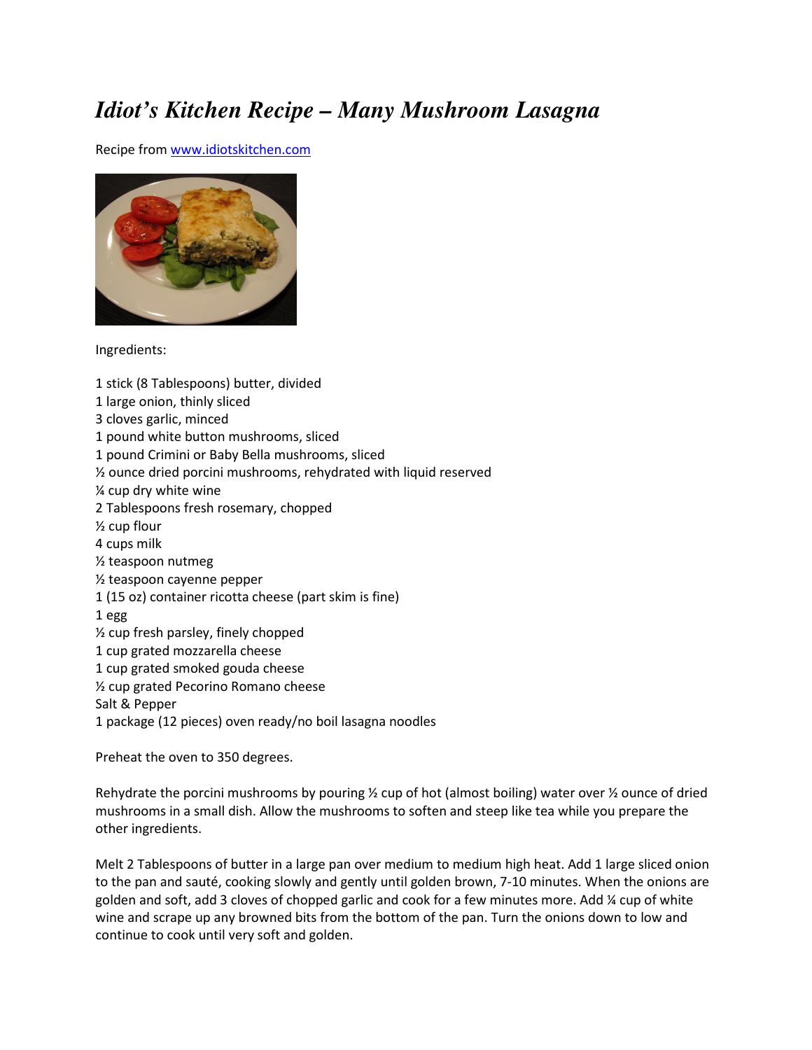# *Idiot's Kitchen Recipe – Many Mushroom Lasagna*

Recipe from www.idiotskitchen.com

Ingredients:

1 stick (8 Tablespoons) butter, divided
1 large onion, thinly sliced
3 cloves garlic, minced
1 pound white button mushrooms, sliced
1 pound Crimini or Baby Bella mushrooms, sliced
½ ounce dried porcini mushrooms, rehydrated with liquid reserved
¼ cup dry white wine
2 Tablespoons fresh rosemary, chopped
½ cup flour
4 cups milk
½ teaspoon nutmeg
½ teaspoon cayenne pepper
1 (15 oz) container ricotta cheese (part skim is fine)
1 egg
½ cup fresh parsley, finely chopped
1 cup grated mozzarella cheese
1 cup grated smoked gouda cheese
½ cup grated Pecorino Romano cheese
Salt & Pepper
1 package (12 pieces) oven ready/no boil lasagna noodles

Preheat the oven to 350 degrees.

Rehydrate the porcini mushrooms by pouring ½ cup of hot (almost boiling) water over ½ ounce of dried mushrooms in a small dish. Allow the mushrooms to soften and steep like tea while you prepare the other ingredients.

Melt 2 Tablespoons of butter in a large pan over medium to medium high heat. Add 1 large sliced onion to the pan and sauté, cooking slowly and gently until golden brown, 7-10 minutes. When the onions are golden and soft, add 3 cloves of chopped garlic and cook for a few minutes more. Add ¼ cup of white wine and scrape up any browned bits from the bottom of the pan. Turn the onions down to low and continue to cook until very soft and golden.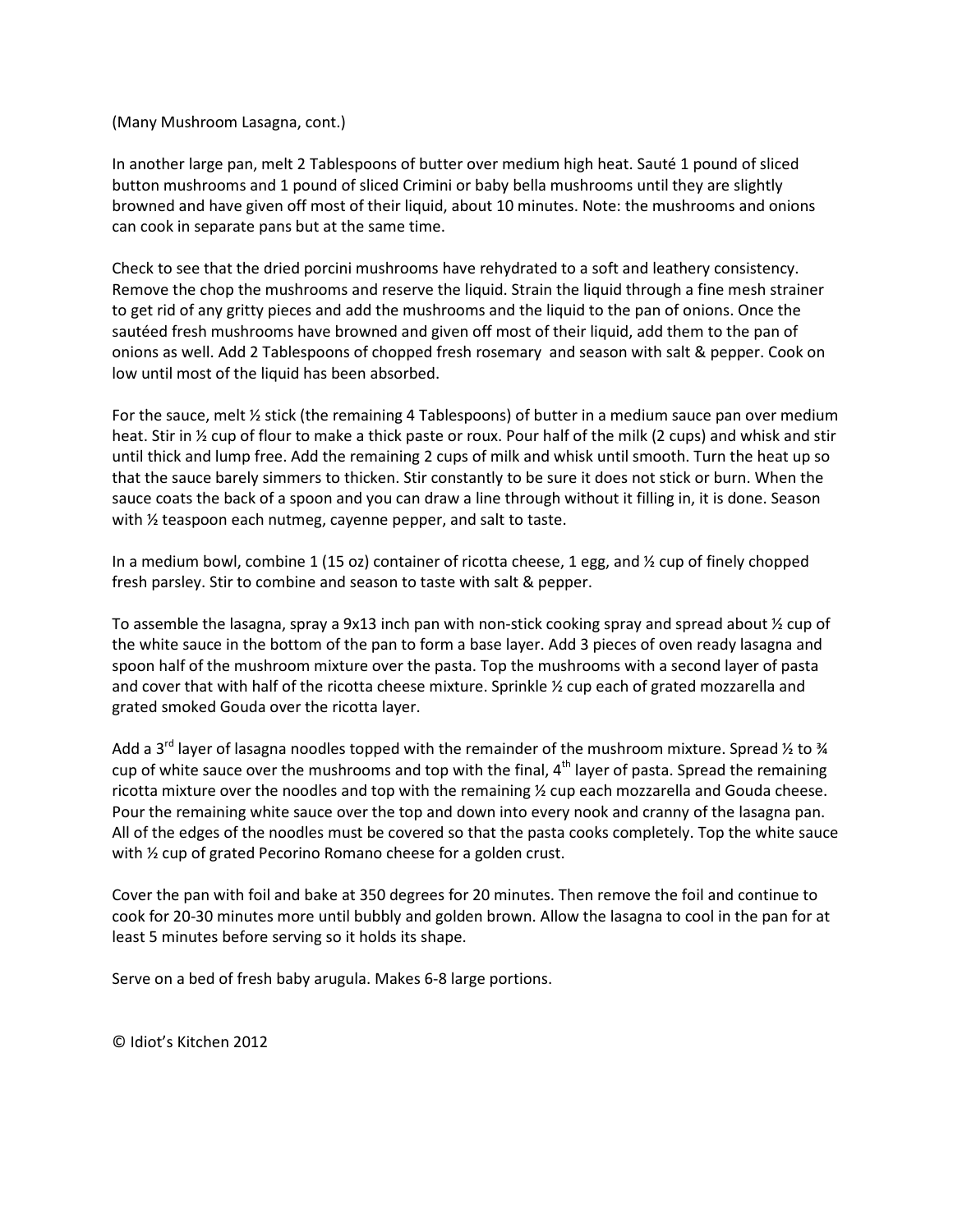(Many Mushroom Lasagna, cont.)

In another large pan, melt 2 Tablespoons of butter over medium high heat. Sauté 1 pound of sliced button mushrooms and 1 pound of sliced Crimini or baby bella mushrooms until they are slightly browned and have given off most of their liquid, about 10 minutes. Note: the mushrooms and onions can cook in separate pans but at the same time.

Check to see that the dried porcini mushrooms have rehydrated to a soft and leathery consistency. Remove the chop the mushrooms and reserve the liquid. Strain the liquid through a fine mesh strainer to get rid of any gritty pieces and add the mushrooms and the liquid to the pan of onions. Once the sautéed fresh mushrooms have browned and given off most of their liquid, add them to the pan of onions as well. Add 2 Tablespoons of chopped fresh rosemary and season with salt & pepper. Cook on low until most of the liquid has been absorbed.

For the sauce, melt ½ stick (the remaining 4 Tablespoons) of butter in a medium sauce pan over medium heat. Stir in ½ cup of flour to make a thick paste or roux. Pour half of the milk (2 cups) and whisk and stir until thick and lump free. Add the remaining 2 cups of milk and whisk until smooth. Turn the heat up so that the sauce barely simmers to thicken. Stir constantly to be sure it does not stick or burn. When the sauce coats the back of a spoon and you can draw a line through without it filling in, it is done. Season with ½ teaspoon each nutmeg, cayenne pepper, and salt to taste.

In a medium bowl, combine 1 (15 oz) container of ricotta cheese, 1 egg, and ½ cup of finely chopped fresh parsley. Stir to combine and season to taste with salt & pepper.

To assemble the lasagna, spray a 9x13 inch pan with non-stick cooking spray and spread about ½ cup of the white sauce in the bottom of the pan to form a base layer. Add 3 pieces of oven ready lasagna and spoon half of the mushroom mixture over the pasta. Top the mushrooms with a second layer of pasta and cover that with half of the ricotta cheese mixture. Sprinkle ½ cup each of grated mozzarella and grated smoked Gouda over the ricotta layer.

Add a 3rd layer of lasagna noodles topped with the remainder of the mushroom mixture. Spread ½ to ¾ cup of white sauce over the mushrooms and top with the final, 4th layer of pasta. Spread the remaining ricotta mixture over the noodles and top with the remaining ½ cup each mozzarella and Gouda cheese. Pour the remaining white sauce over the top and down into every nook and cranny of the lasagna pan. All of the edges of the noodles must be covered so that the pasta cooks completely. Top the white sauce with ½ cup of grated Pecorino Romano cheese for a golden crust.

Cover the pan with foil and bake at 350 degrees for 20 minutes. Then remove the foil and continue to cook for 20-30 minutes more until bubbly and golden brown. Allow the lasagna to cool in the pan for at least 5 minutes before serving so it holds its shape.

Serve on a bed of fresh baby arugula. Makes 6-8 large portions.

© Idiot's Kitchen 2012